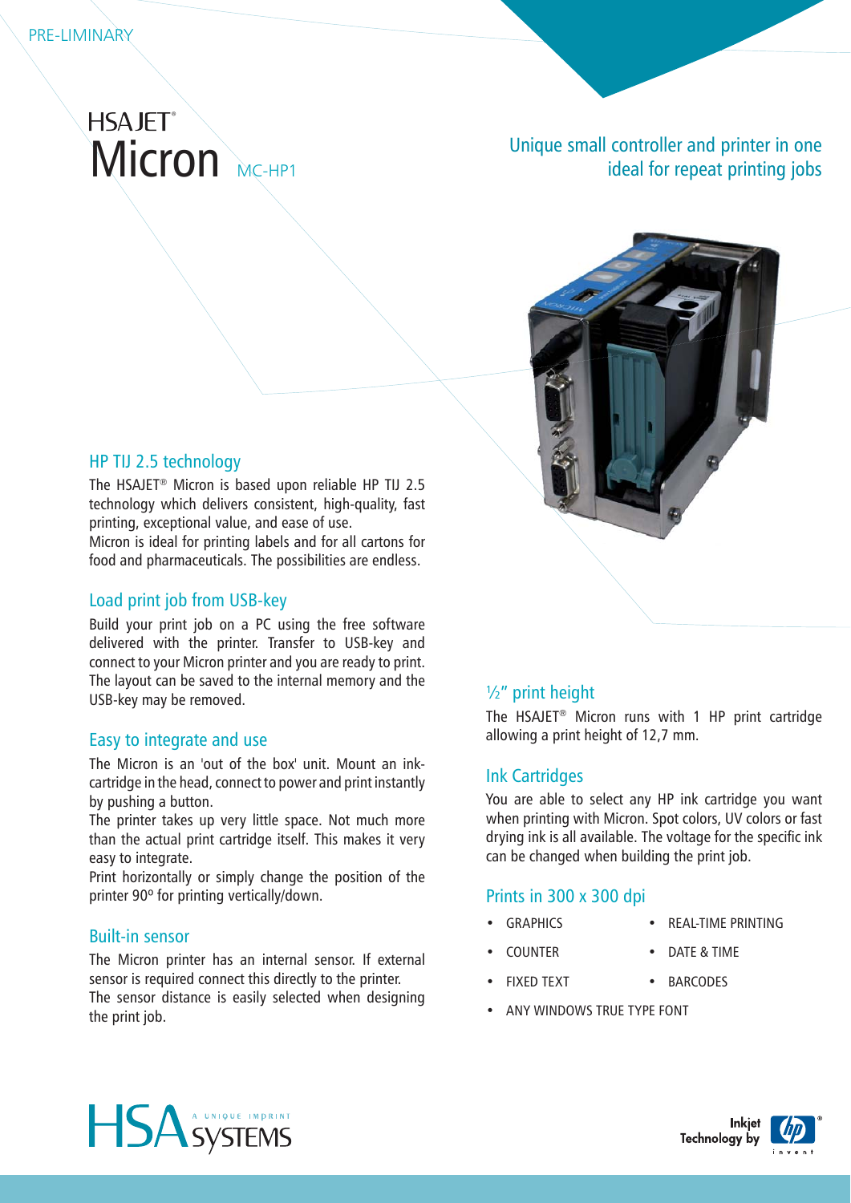PRE-LIMINARY

# HSAJET® Micron MC-HP1

Unique small controller and printer in one ideal for repeat printing jobs

## HP TIJ 2.5 technology

The HSAJET® Micron is based upon reliable HP TIJ 2.5 technology which delivers consistent, high-quality, fast printing, exceptional value, and ease of use.
Micron is ideal for printing labels and for all cartons for food and pharmaceuticals. The possibilities are endless.

## Load print job from USB-key

Build your print job on a PC using the free software delivered with the printer. Transfer to USB-key and connect to your Micron printer and you are ready to print. The layout can be saved to the internal memory and the USB-key may be removed.

## Easy to integrate and use

The Micron is an 'out of the box' unit. Mount an ink-cartridge in the head, connect to power and print instantly by pushing a button.
The printer takes up very little space. Not much more than the actual print cartridge itself. This makes it very easy to integrate.
Print horizontally or simply change the position of the printer 90º for printing vertically/down.

## Built-in sensor

The Micron printer has an internal sensor. If external sensor is required connect this directly to the printer.
The sensor distance is easily selected when designing the print job.

## ½" print height

The HSAJET® Micron runs with 1 HP print cartridge allowing a print height of 12,7 mm.

## Ink Cartridges

You are able to select any HP ink cartridge you want when printing with Micron. Spot colors, UV colors or fast drying ink is all available. The voltage for the specific ink can be changed when building the print job.

## Prints in 300 x 300 dpi

- GRAPHICS
- REAL-TIME PRINTING
- COUNTER
- DATE & TIME
- FIXED TEXT
- BARCODES
- ANY WINDOWS TRUE TYPE FONT

HSA SYSTEMS A UNIQUE IMPRINT

Inkjet Technology by hp invent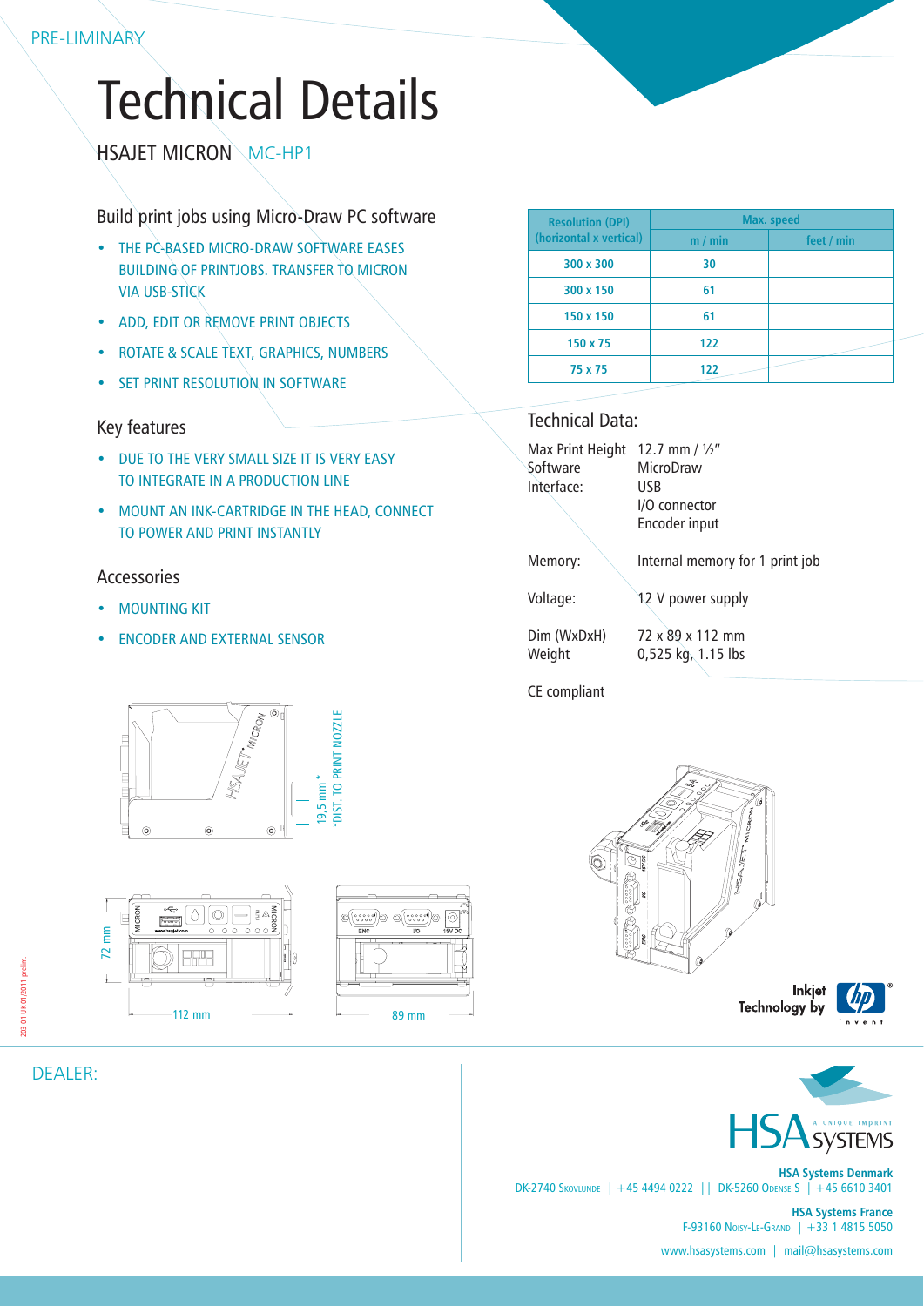PRE-LIMINARY

# Technical Details

HSAJET MICRON MC-HP1

## Build print jobs using Micro-Draw PC software

- THE PC-BASED MICRO-DRAW SOFTWARE EASES BUILDING OF PRINTJOBS. TRANSFER TO MICRON VIA USB-STICK
- ADD, EDIT OR REMOVE PRINT OBJECTS
- ROTATE & SCALE TEXT, GRAPHICS, NUMBERS
- SET PRINT RESOLUTION IN SOFTWARE

## Key features

- DUE TO THE VERY SMALL SIZE IT IS VERY EASY TO INTEGRATE IN A PRODUCTION LINE
- MOUNT AN INK-CARTRIDGE IN THE HEAD, CONNECT TO POWER AND PRINT INSTANTLY

## Accessories

- MOUNTING KIT
- ENCODER AND EXTERNAL SENSOR

| Resolution (DPI) (horizontal x vertical) | Max. speed | |
|---|---|---|
| | m / min | feet / min |
| 300 x 300 | 30 | |
| 300 x 150 | 61 | |
| 150 x 150 | 61 | |
| 150 x 75 | 122 | |
| 75 x 75 | 122 | |

## Technical Data:

| | |
|---|---|
| Max Print Height | 12.7 mm / ½" |
| Software | MicroDraw |
| Interface: | USB<br>I/O connector<br>Encoder input |
| Memory: | Internal memory for 1 print job |
| Voltage: | 12 V power supply |
| Dim (WxDxH) | 72 x 89 x 112 mm |
| Weight | 0,525 kg, 1.15 lbs |

CE compliant

19,5 mm *
*DIST. TO PRINT NOZZLE

72 mm

112 mm

89 mm

Inkjet Technology by hp invent

203-01 UK 01/2011 prelim.

DEALER:

HSA SYSTEMS – A UNIQUE IMPRINT

**HSA Systems Denmark**
DK-2740 Skovlunde | +45 4494 0222 || DK-5260 Odense S | +45 6610 3401

**HSA Systems France**
F-93160 Noisy-Le-Grand | +33 1 4815 5050

www.hsasystems.com | mail@hsasystems.com